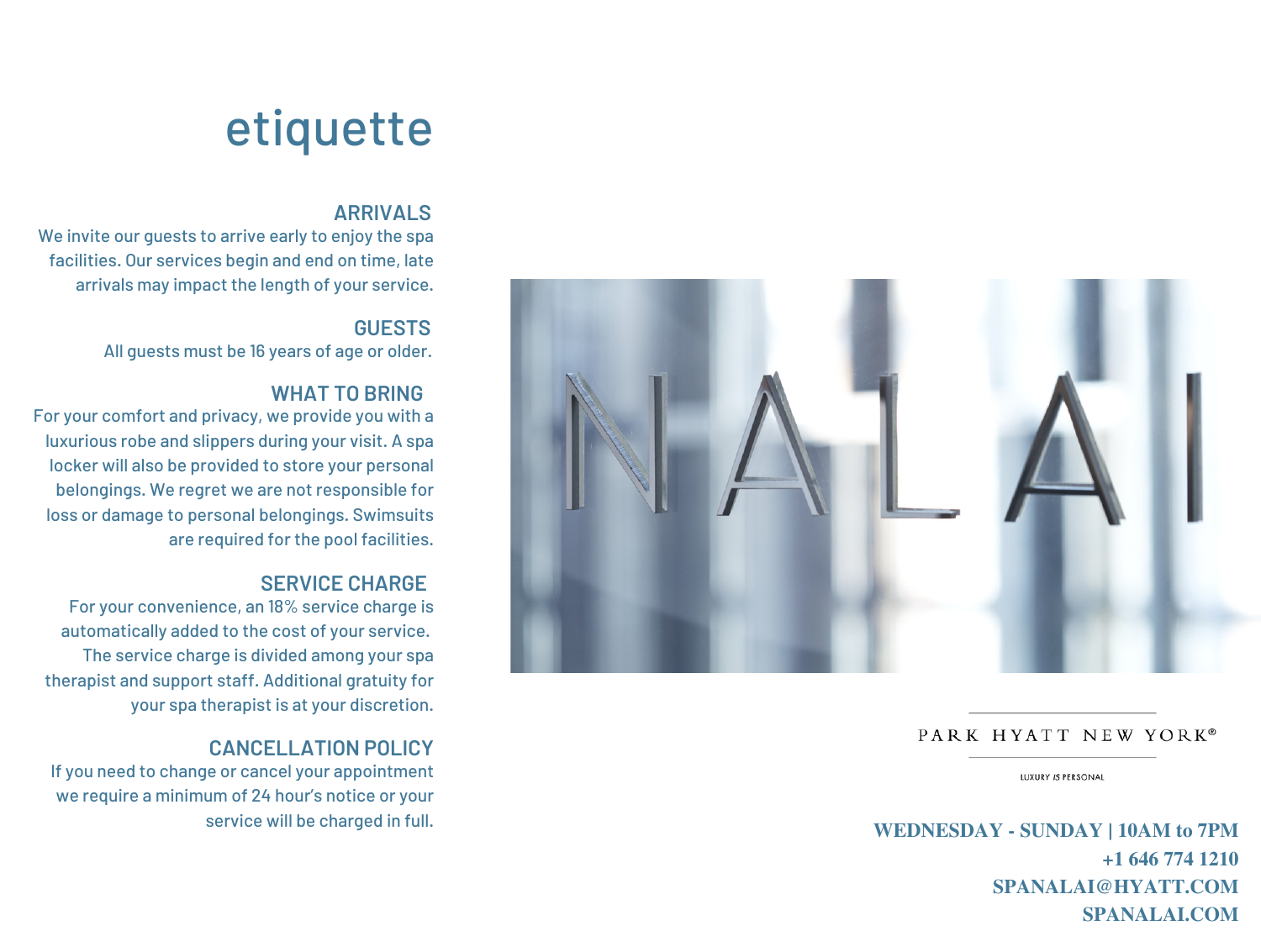# etiquette

### ARRIVALS

We invite our guests to arrive early to enjoy the spa facilities. Our services begin and end on time, late arrivals may impact the length of your service.

### GUESTS

All guests must be 16 years of age or older.

### WHAT TO BRING

For your comfort and privacy, we provide you with a luxurious robe and slippers during your visit. A spa locker will also be provided to store your personal belongings. We regret we are not responsible for loss or damage to personal belongings. Swimsuits are required for the pool facilities.

### SERVICE CHARGE

For your convenience, an 18% service charge is automatically added to the cost of your service. The service charge is divided among your spa therapist and support staff. Additional gratuity for your spa therapist is at your discretion.

### CANCELLATION POLICY

If you need to change or cancel your appointment we require a minimum of 24 hour's notice or your service will be charged in full.

NALAI

PARK HYATT NEW YORK®

LUXURY *IS* PERSONAL

**WEDNESDAY - SUNDAY | 10AM to 7PM**
**+1 646 774 1210**
**SPANALAI@HYATT.COM**
**SPANALAI.COM**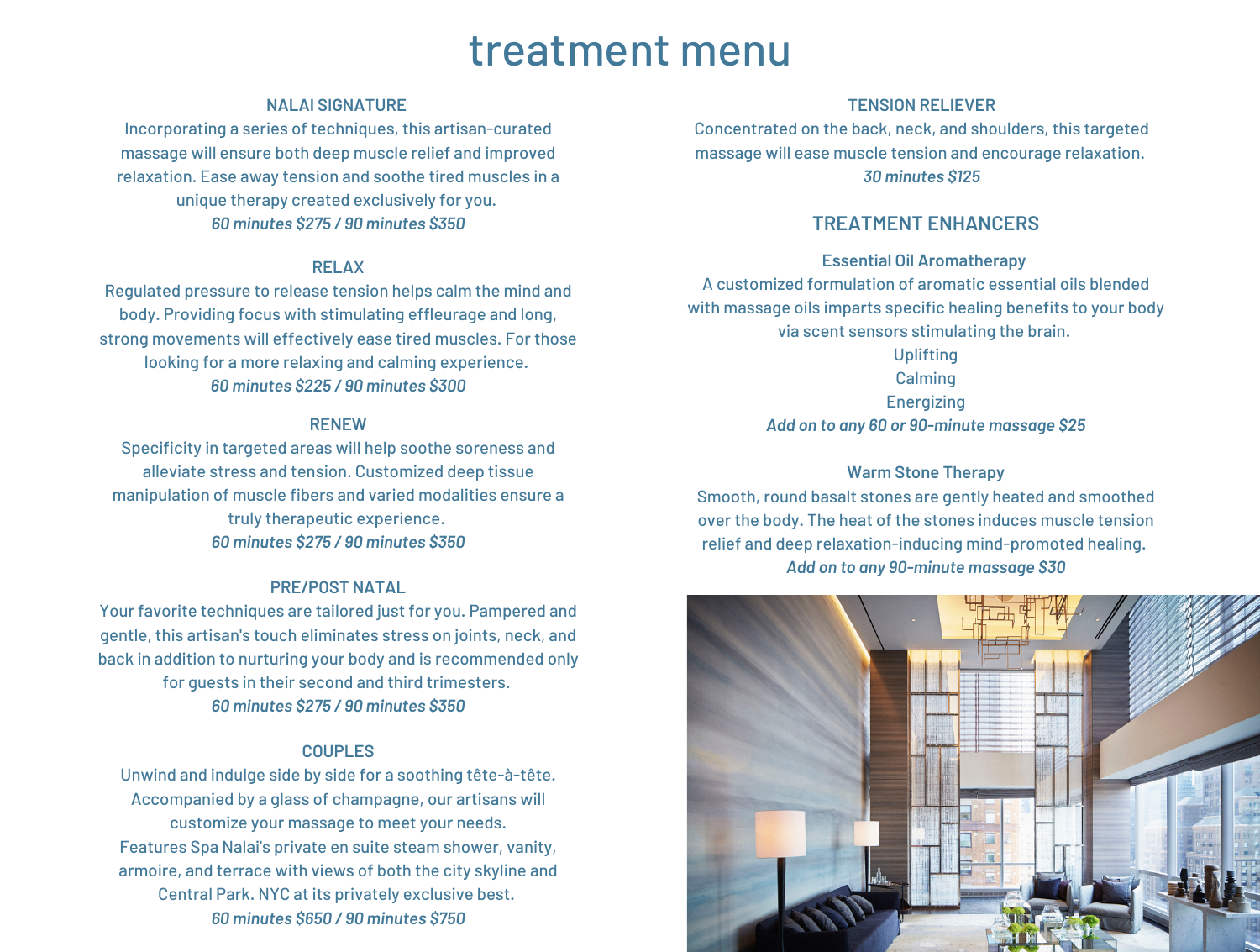# treatment menu

### NALAI SIGNATURE

Incorporating a series of techniques, this artisan-curated massage will ensure both deep muscle relief and improved relaxation. Ease away tension and soothe tired muscles in a unique therapy created exclusively for you.

***60 minutes $275 / 90 minutes $350***

### RELAX

Regulated pressure to release tension helps calm the mind and body. Providing focus with stimulating effleurage and long, strong movements will effectively ease tired muscles. For those looking for a more relaxing and calming experience.

***60 minutes $225 / 90 minutes $300***

### RENEW

Specificity in targeted areas will help soothe soreness and alleviate stress and tension. Customized deep tissue manipulation of muscle fibers and varied modalities ensure a truly therapeutic experience.

***60 minutes $275 / 90 minutes $350***

### PRE/POST NATAL

Your favorite techniques are tailored just for you. Pampered and gentle, this artisan's touch eliminates stress on joints, neck, and back in addition to nurturing your body and is recommended only for guests in their second and third trimesters.

***60 minutes $275 / 90 minutes $350***

### COUPLES

Unwind and indulge side by side for a soothing tête-à-tête. Accompanied by a glass of champagne, our artisans will customize your massage to meet your needs. Features Spa Nalai's private en suite steam shower, vanity, armoire, and terrace with views of both the city skyline and Central Park. NYC at its privately exclusive best.

***60 minutes $650 / 90 minutes $750***

### TENSION RELIEVER

Concentrated on the back, neck, and shoulders, this targeted massage will ease muscle tension and encourage relaxation.

***30 minutes $125***

## TREATMENT ENHANCERS

### Essential Oil Aromatherapy

A customized formulation of aromatic essential oils blended with massage oils imparts specific healing benefits to your body via scent sensors stimulating the brain.

Uplifting
Calming
Energizing

***Add on to any 60 or 90-minute massage $25***

### Warm Stone Therapy

Smooth, round basalt stones are gently heated and smoothed over the body. The heat of the stones induces muscle tension relief and deep relaxation-inducing mind-promoted healing.

***Add on to any 90-minute massage $30***